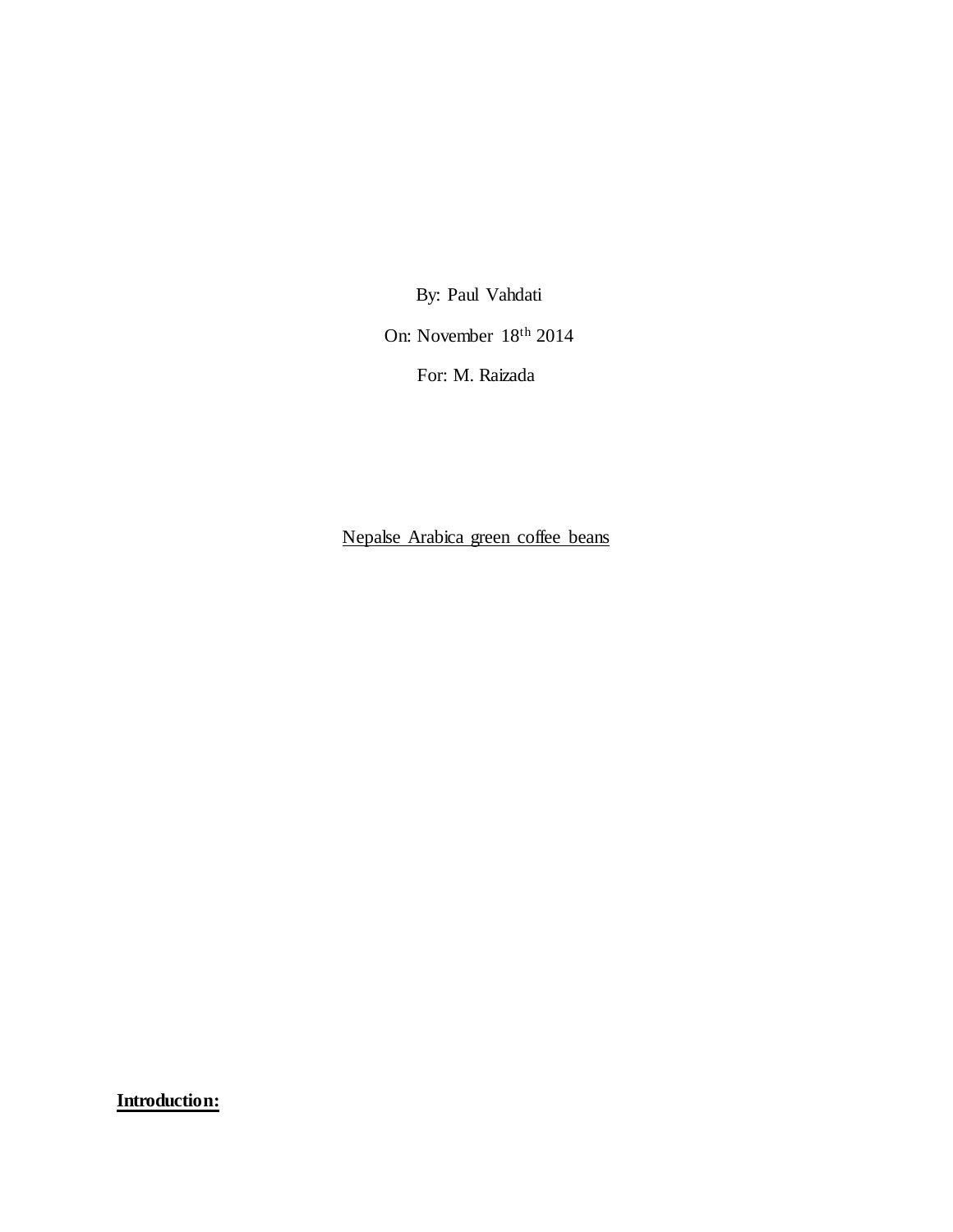By: Paul Vahdati

On: November 18th 2014

For: M. Raizada

Nepalse Arabica green coffee beans

**Introduction:**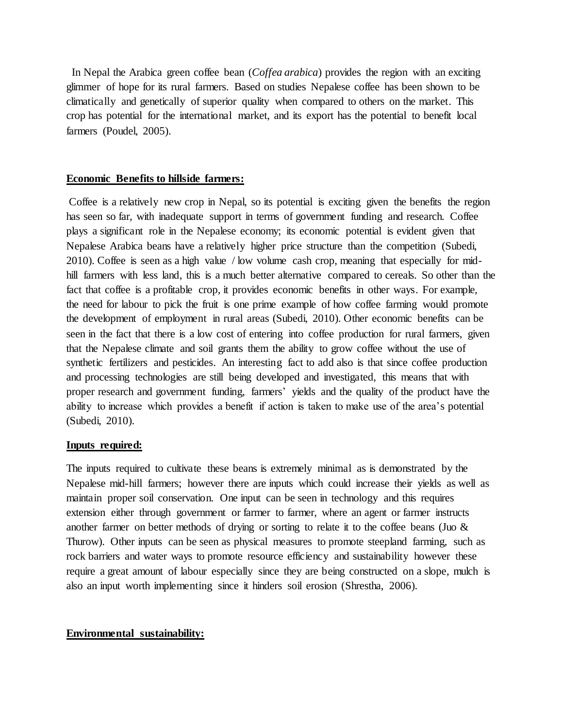In Nepal the Arabica green coffee bean (*Coffea arabica*) provides the region with an exciting glimmer of hope for its rural farmers. Based on studies Nepalese coffee has been shown to be climatically and genetically of superior quality when compared to others on the market. This crop has potential for the international market, and its export has the potential to benefit local farmers (Poudel, 2005).

**Economic Benefits to hillside farmers:**

Coffee is a relatively new crop in Nepal, so its potential is exciting given the benefits the region has seen so far, with inadequate support in terms of government funding and research. Coffee plays a significant role in the Nepalese economy; its economic potential is evident given that Nepalese Arabica beans have a relatively higher price structure than the competition (Subedi, 2010). Coffee is seen as a high value / low volume cash crop, meaning that especially for mid-hill farmers with less land, this is a much better alternative compared to cereals. So other than the fact that coffee is a profitable crop, it provides economic benefits in other ways. For example, the need for labour to pick the fruit is one prime example of how coffee farming would promote the development of employment in rural areas (Subedi, 2010). Other economic benefits can be seen in the fact that there is a low cost of entering into coffee production for rural farmers, given that the Nepalese climate and soil grants them the ability to grow coffee without the use of synthetic fertilizers and pesticides. An interesting fact to add also is that since coffee production and processing technologies are still being developed and investigated, this means that with proper research and government funding, farmers' yields and the quality of the product have the ability to increase which provides a benefit if action is taken to make use of the area's potential (Subedi, 2010).

**Inputs required:**

The inputs required to cultivate these beans is extremely minimal as is demonstrated by the Nepalese mid-hill farmers; however there are inputs which could increase their yields as well as maintain proper soil conservation. One input can be seen in technology and this requires extension either through government or farmer to farmer, where an agent or farmer instructs another farmer on better methods of drying or sorting to relate it to the coffee beans (Juo & Thurow). Other inputs can be seen as physical measures to promote steepland farming, such as rock barriers and water ways to promote resource efficiency and sustainability however these require a great amount of labour especially since they are being constructed on a slope, mulch is also an input worth implementing since it hinders soil erosion (Shrestha, 2006).

**Environmental sustainability:**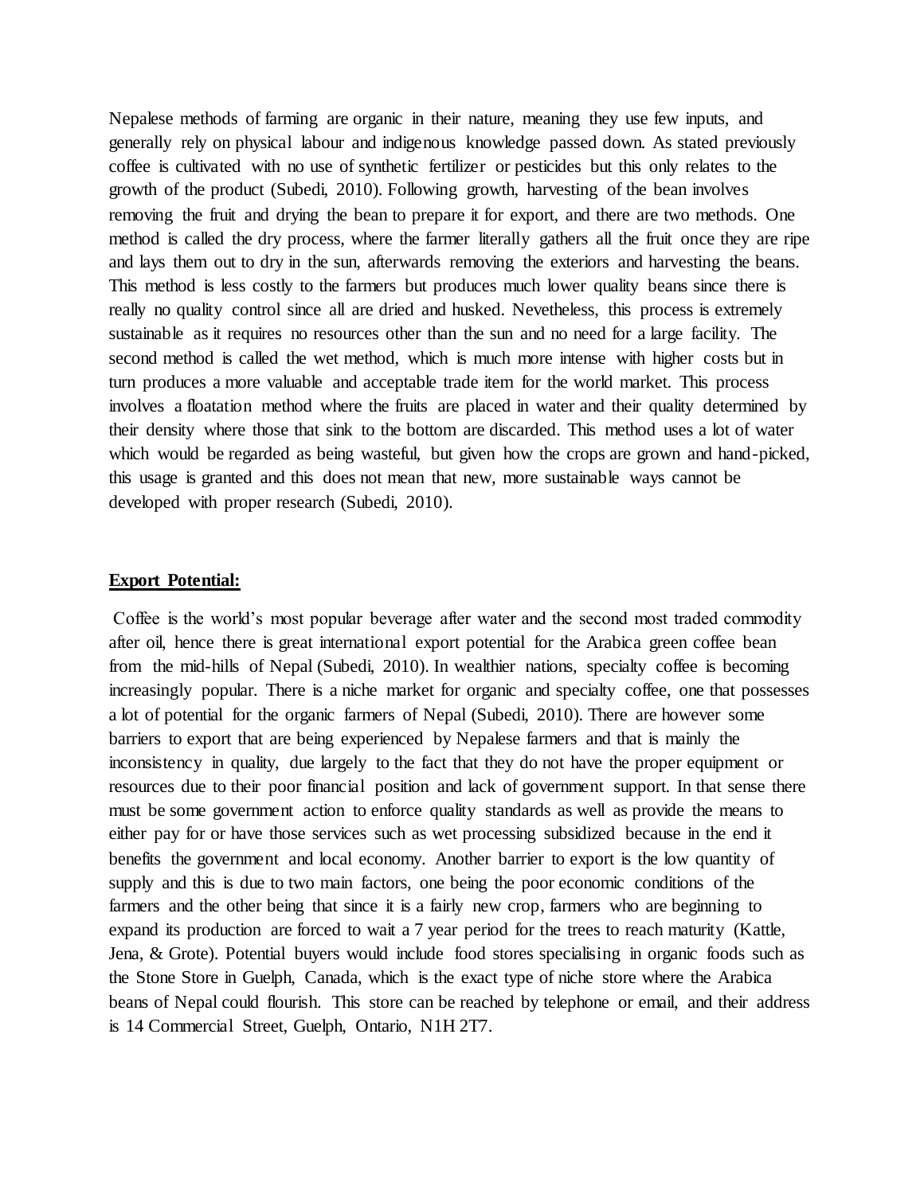Nepalese methods of farming are organic in their nature, meaning they use few inputs, and generally rely on physical labour and indigenous knowledge passed down. As stated previously coffee is cultivated with no use of synthetic fertilizer or pesticides but this only relates to the growth of the product (Subedi, 2010). Following growth, harvesting of the bean involves removing the fruit and drying the bean to prepare it for export, and there are two methods. One method is called the dry process, where the farmer literally gathers all the fruit once they are ripe and lays them out to dry in the sun, afterwards removing the exteriors and harvesting the beans. This method is less costly to the farmers but produces much lower quality beans since there is really no quality control since all are dried and husked. Nevetheless, this process is extremely sustainable as it requires no resources other than the sun and no need for a large facility. The second method is called the wet method, which is much more intense with higher costs but in turn produces a more valuable and acceptable trade item for the world market. This process involves a floatation method where the fruits are placed in water and their quality determined by their density where those that sink to the bottom are discarded. This method uses a lot of water which would be regarded as being wasteful, but given how the crops are grown and hand-picked, this usage is granted and this does not mean that new, more sustainable ways cannot be developed with proper research (Subedi, 2010).

**Export Potential:**

Coffee is the world's most popular beverage after water and the second most traded commodity after oil, hence there is great international export potential for the Arabica green coffee bean from the mid-hills of Nepal (Subedi, 2010). In wealthier nations, specialty coffee is becoming increasingly popular. There is a niche market for organic and specialty coffee, one that possesses a lot of potential for the organic farmers of Nepal (Subedi, 2010). There are however some barriers to export that are being experienced by Nepalese farmers and that is mainly the inconsistency in quality, due largely to the fact that they do not have the proper equipment or resources due to their poor financial position and lack of government support. In that sense there must be some government action to enforce quality standards as well as provide the means to either pay for or have those services such as wet processing subsidized because in the end it benefits the government and local economy. Another barrier to export is the low quantity of supply and this is due to two main factors, one being the poor economic conditions of the farmers and the other being that since it is a fairly new crop, farmers who are beginning to expand its production are forced to wait a 7 year period for the trees to reach maturity (Kattle, Jena, & Grote). Potential buyers would include food stores specialising in organic foods such as the Stone Store in Guelph, Canada, which is the exact type of niche store where the Arabica beans of Nepal could flourish. This store can be reached by telephone or email, and their address is 14 Commercial Street, Guelph, Ontario, N1H 2T7.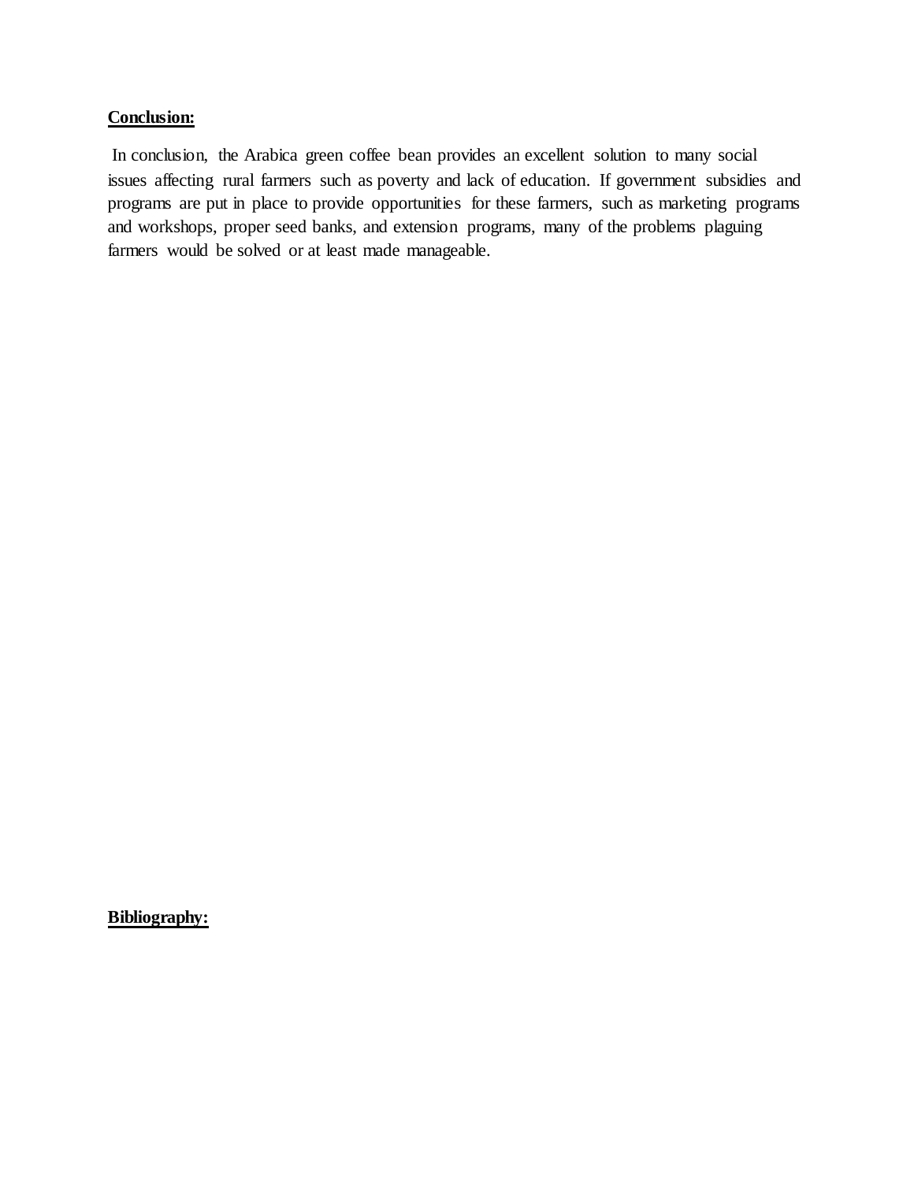**Conclusion:**

In conclusion, the Arabica green coffee bean provides an excellent solution to many social issues affecting rural farmers such as poverty and lack of education. If government subsidies and programs are put in place to provide opportunities for these farmers, such as marketing programs and workshops, proper seed banks, and extension programs, many of the problems plaguing farmers would be solved or at least made manageable.

**Bibliography:**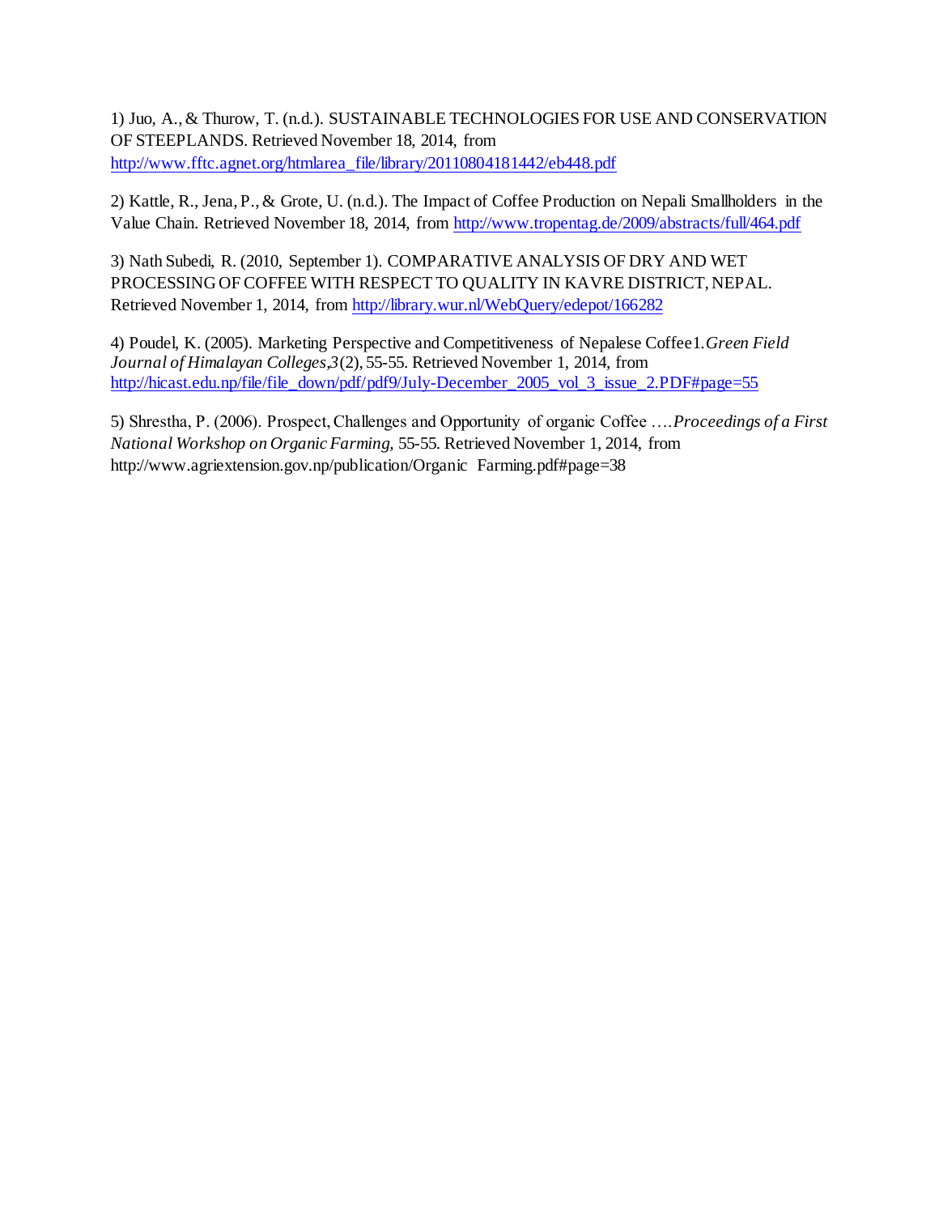1) Juo, A., & Thurow, T. (n.d.). SUSTAINABLE TECHNOLOGIES FOR USE AND CONSERVATION OF STEEPLANDS. Retrieved November 18, 2014, from http://www.fftc.agnet.org/htmlarea_file/library/20110804181442/eb448.pdf

2) Kattle, R., Jena, P., & Grote, U. (n.d.). The Impact of Coffee Production on Nepali Smallholders in the Value Chain. Retrieved November 18, 2014, from http://www.tropentag.de/2009/abstracts/full/464.pdf

3) Nath Subedi, R. (2010, September 1). COMPARATIVE ANALYSIS OF DRY AND WET PROCESSING OF COFFEE WITH RESPECT TO QUALITY IN KAVRE DISTRICT, NEPAL. Retrieved November 1, 2014, from http://library.wur.nl/WebQuery/edepot/166282

4) Poudel, K. (2005). Marketing Perspective and Competitiveness of Nepalese Coffee1. *Green Field Journal of Himalayan Colleges*, *3*(2), 55-55. Retrieved November 1, 2014, from http://hicast.edu.np/file/file_down/pdf/pdf9/July-December_2005_vol_3_issue_2.PDF#page=55

5) Shrestha, P. (2006). Prospect, Challenges and Opportunity of organic Coffee …. *Proceedings of a First National Workshop on Organic Farming,* 55-55. Retrieved November 1, 2014, from http://www.agriextension.gov.np/publication/Organic Farming.pdf#page=38